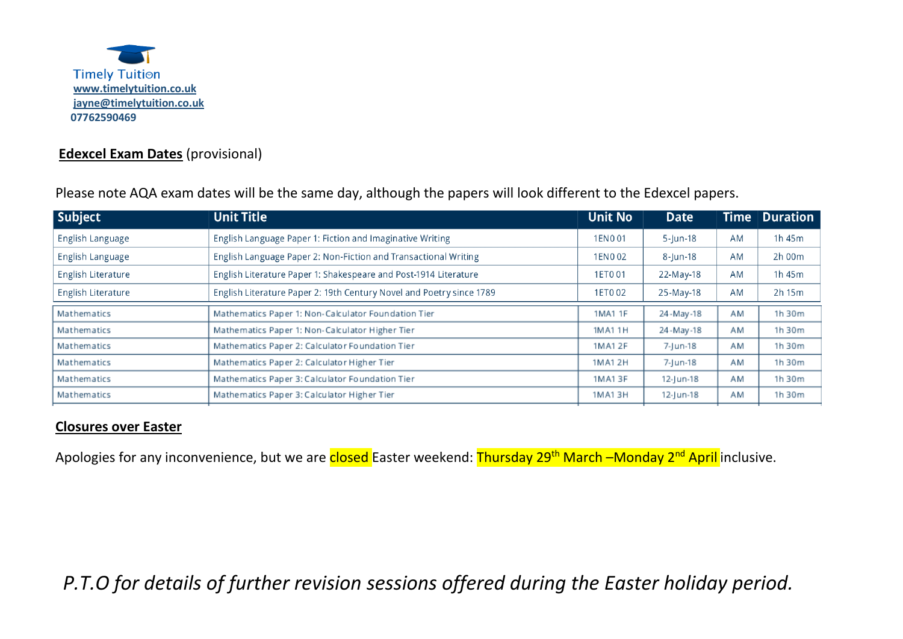Timely Tuition
www.timelytuition.co.uk
jayne@timelytuition.co.uk
07762590469

**Edexcel Exam Dates** (provisional)

Please note AQA exam dates will be the same day, although the papers will look different to the Edexcel papers.

| Subject | Unit Title | Unit No | Date | Time | Duration |
|---|---|---|---|---|---|
| English Language | English Language Paper 1: Fiction and Imaginative Writing | 1EN0 01 | 5-Jun-18 | AM | 1h 45m |
| English Language | English Language Paper 2: Non-Fiction and Transactional Writing | 1EN0 02 | 8-Jun-18 | AM | 2h 00m |
| English Literature | English Literature Paper 1: Shakespeare and Post-1914 Literature | 1ET0 01 | 22-May-18 | AM | 1h 45m |
| English Literature | English Literature Paper 2: 19th Century Novel and Poetry since 1789 | 1ET0 02 | 25-May-18 | AM | 2h 15m |
| Mathematics | Mathematics Paper 1: Non-Calculator Foundation Tier | 1MA1 1F | 24-May-18 | AM | 1h 30m |
| Mathematics | Mathematics Paper 1: Non-Calculator Higher Tier | 1MA1 1H | 24-May-18 | AM | 1h 30m |
| Mathematics | Mathematics Paper 2: Calculator Foundation Tier | 1MA1 2F | 7-Jun-18 | AM | 1h 30m |
| Mathematics | Mathematics Paper 2: Calculator Higher Tier | 1MA1 2H | 7-Jun-18 | AM | 1h 30m |
| Mathematics | Mathematics Paper 3: Calculator Foundation Tier | 1MA1 3F | 12-Jun-18 | AM | 1h 30m |
| Mathematics | Mathematics Paper 3: Calculator Higher Tier | 1MA1 3H | 12-Jun-18 | AM | 1h 30m |

**Closures over Easter**

Apologies for any inconvenience, but we are closed Easter weekend: Thursday 29th March –Monday 2nd April inclusive.

*P.T.O for details of further revision sessions offered during the Easter holiday period.*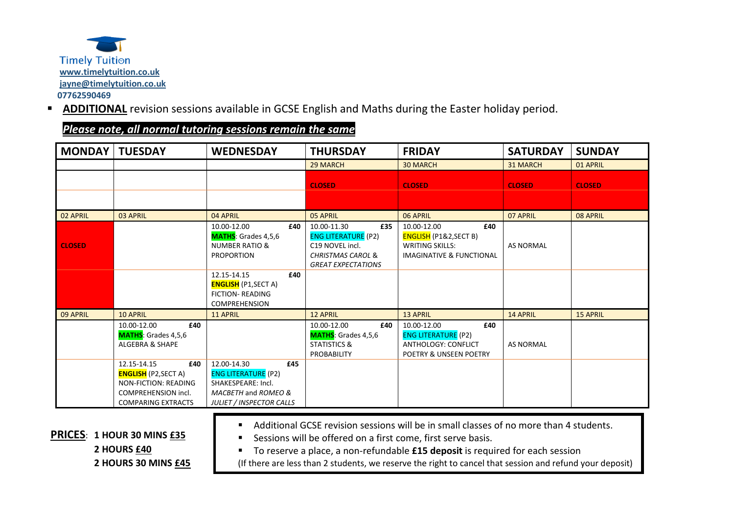Timely Tuition
www.timelytuition.co.uk
jayne@timelytuition.co.uk
07762590469

- **ADDITIONAL** revision sessions available in GCSE English and Maths during the Easter holiday period.

***Please note, all normal tutoring sessions remain the same***

| MONDAY | TUESDAY | WEDNESDAY | THURSDAY | FRIDAY | SATURDAY | SUNDAY |
|---|---|---|---|---|---|---|
| | | | 29 MARCH | 30 MARCH | 31 MARCH | 01 APRIL |
| | | | CLOSED | CLOSED | CLOSED | CLOSED |
| | | | | | | |
| 02 APRIL | 03 APRIL | 04 APRIL | 05 APRIL | 06 APRIL | 07 APRIL | 08 APRIL |
| CLOSED | | 10.00-12.00 **£40** **MATHS**: Grades 4,5,6 NUMBER RATIO & PROPORTION | 10.00-11.30 **£35** ENG LITERATURE (P2) C19 NOVEL incl. *CHRISTMAS CAROL & GREAT EXPECTATIONS* | 10.00-12.00 **£40** ENGLISH (P1&2,SECT B) WRITING SKILLS: IMAGINATIVE & FUNCTIONAL | AS NORMAL | |
| | | 12.15-14.15 **£40** **ENGLISH** (P1,SECT A) FICTION- READING COMPREHENSION | | | | |
| 09 APRIL | 10 APRIL | 11 APRIL | 12 APRIL | 13 APRIL | 14 APRIL | 15 APRIL |
| | 10.00-12.00 **£40** **MATHS**: Grades 4,5,6 ALGEBRA & SHAPE | | 10.00-12.00 **£40** **MATHS**: Grades 4,5,6 STATISTICS & PROBABILITY | 10.00-12.00 **£40** ENG LITERATURE (P2) ANTHOLOGY: CONFLICT POETRY & UNSEEN POETRY | AS NORMAL | |
| | 12.15-14.15 **£40** **ENGLISH** (P2,SECT A) NON-FICTION: READING COMPREHENSION incl. COMPARING EXTRACTS | 12.00-14.30 **£45** ENG LITERATURE (P2) SHAKESPEARE: Incl. *MACBETH* and *ROMEO & JULIET / INSPECTOR CALLS* | | | | |

**PRICES**: **1 HOUR 30 MINS £35**
**2 HOURS £40**
**2 HOURS 30 MINS £45**

- Additional GCSE revision sessions will be in small classes of no more than 4 students.
- Sessions will be offered on a first come, first serve basis.
- To reserve a place, a non-refundable **£15 deposit** is required for each session

(If there are less than 2 students, we reserve the right to cancel that session and refund your deposit)